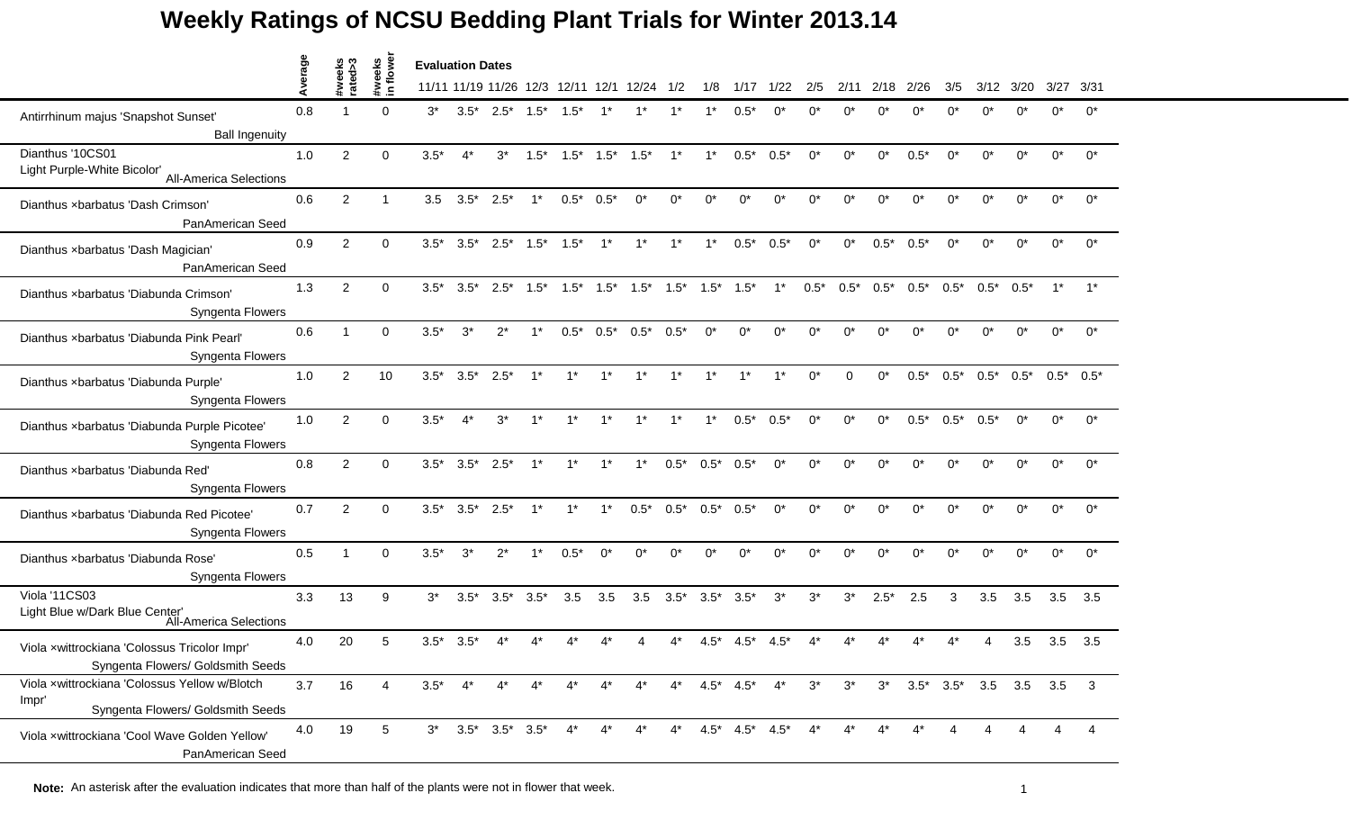# Weekly Ratings of NCSU Bedding Plant Trials for Winter 2013.14

| | Average | #weeks rated>3 | #weeks in flower | Evaluation Dates | | | | | | | | | | | | | | | | | | | | |
|---|---|---|---|---|---|---|---|---|---|---|---|---|---|---|---|---|---|---|---|---|---|---|---|---|
| | | | | 11/11 | 11/19 | 11/26 | 12/3 | 12/11 | 12/1 | 12/24 | 1/2 | 1/8 | 1/17 | 1/22 | 2/5 | 2/11 | 2/18 | 2/26 | 3/5 | 3/12 | 3/20 | 3/27 | 3/31 |
| Antirrhinum majus 'Snapshot Sunset' Ball Ingenuity | 0.8 | 1 | 0 | 3* | 3.5* | 2.5* | 1.5* | 1.5* | 1* | 1* | 1* | 1* | 0.5* | 0* | 0* | 0* | 0* | 0* | 0* | 0* | 0* | 0* | 0* |
| Dianthus '10CS01 Light Purple-White Bicolor' All-America Selections | 1.0 | 2 | 0 | 3.5* | 4* | 3* | 1.5* | 1.5* | 1.5* | 1.5* | 1* | 1* | 0.5* | 0.5* | 0* | 0* | 0* | 0.5* | 0* | 0* | 0* | 0* | 0* |
| Dianthus ×barbatus 'Dash Crimson' PanAmerican Seed | 0.6 | 2 | 1 | 3.5 | 3.5* | 2.5* | 1* | 0.5* | 0.5* | 0* | 0* | 0* | 0* | 0* | 0* | 0* | 0* | 0* | 0* | 0* | 0* | 0* | 0* |
| Dianthus ×barbatus 'Dash Magician' PanAmerican Seed | 0.9 | 2 | 0 | 3.5* | 3.5* | 2.5* | 1.5* | 1.5* | 1* | 1* | 1* | 1* | 0.5* | 0.5* | 0* | 0* | 0.5* | 0.5* | 0* | 0* | 0* | 0* | 0* |
| Dianthus ×barbatus 'Diabunda Crimson' Syngenta Flowers | 1.3 | 2 | 0 | 3.5* | 3.5* | 2.5* | 1.5* | 1.5* | 1.5* | 1.5* | 1.5* | 1.5* | 1.5* | 1* | 0.5* | 0.5* | 0.5* | 0.5* | 0.5* | 0.5* | 0.5* | 1* | 1* |
| Dianthus ×barbatus 'Diabunda Pink Pearl' Syngenta Flowers | 0.6 | 1 | 0 | 3.5* | 3* | 2* | 1* | 0.5* | 0.5* | 0.5* | 0.5* | 0* | 0* | 0* | 0* | 0* | 0* | 0* | 0* | 0* | 0* | 0* | 0* |
| Dianthus ×barbatus 'Diabunda Purple' Syngenta Flowers | 1.0 | 2 | 10 | 3.5* | 3.5* | 2.5* | 1* | 1* | 1* | 1* | 1* | 1* | 1* | 1* | 0* | 0 | 0* | 0.5* | 0.5* | 0.5* | 0.5* | 0.5* | 0.5* |
| Dianthus ×barbatus 'Diabunda Purple Picotee' Syngenta Flowers | 1.0 | 2 | 0 | 3.5* | 4* | 3* | 1* | 1* | 1* | 1* | 1* | 1* | 0.5* | 0.5* | 0* | 0* | 0* | 0.5* | 0.5* | 0.5* | 0* | 0* | 0* |
| Dianthus ×barbatus 'Diabunda Red' Syngenta Flowers | 0.8 | 2 | 0 | 3.5* | 3.5* | 2.5* | 1* | 1* | 1* | 1* | 0.5* | 0.5* | 0.5* | 0* | 0* | 0* | 0* | 0* | 0* | 0* | 0* | 0* | 0* |
| Dianthus ×barbatus 'Diabunda Red Picotee' Syngenta Flowers | 0.7 | 2 | 0 | 3.5* | 3.5* | 2.5* | 1* | 1* | 1* | 0.5* | 0.5* | 0.5* | 0.5* | 0* | 0* | 0* | 0* | 0* | 0* | 0* | 0* | 0* | 0* |
| Dianthus ×barbatus 'Diabunda Rose' Syngenta Flowers | 0.5 | 1 | 0 | 3.5* | 3* | 2* | 1* | 0.5* | 0* | 0* | 0* | 0* | 0* | 0* | 0* | 0* | 0* | 0* | 0* | 0* | 0* | 0* | 0* |
| Viola '11CS03 Light Blue w/Dark Blue Center' All-America Selections | 3.3 | 13 | 9 | 3* | 3.5* | 3.5* | 3.5* | 3.5 | 3.5 | 3.5 | 3.5* | 3.5* | 3.5* | 3* | 3* | 3* | 2.5* | 2.5 | 3 | 3.5 | 3.5 | 3.5 | 3.5 |
| Viola ×wittrockiana 'Colossus Tricolor Impr' Syngenta Flowers/ Goldsmith Seeds | 4.0 | 20 | 5 | 3.5* | 3.5* | 4* | 4* | 4* | 4* | 4 | 4* | 4.5* | 4.5* | 4.5* | 4* | 4* | 4* | 4* | 4* | 4 | 3.5 | 3.5 | 3.5 |
| Viola ×wittrockiana 'Colossus Yellow w/Blotch Impr' Syngenta Flowers/ Goldsmith Seeds | 3.7 | 16 | 4 | 3.5* | 4* | 4* | 4* | 4* | 4* | 4* | 4* | 4.5* | 4.5* | 4* | 3* | 3* | 3* | 3.5* | 3.5* | 3.5 | 3.5 | 3.5 | 3 |
| Viola ×wittrockiana 'Cool Wave Golden Yellow' PanAmerican Seed | 4.0 | 19 | 5 | 3* | 3.5* | 3.5* | 3.5* | 4* | 4* | 4* | 4* | 4.5* | 4.5* | 4.5* | 4* | 4* | 4* | 4* | 4 | 4 | 4 | 4 | 4 |

**Note:** An asterisk after the evaluation indicates that more than half of the plants were not in flower that week.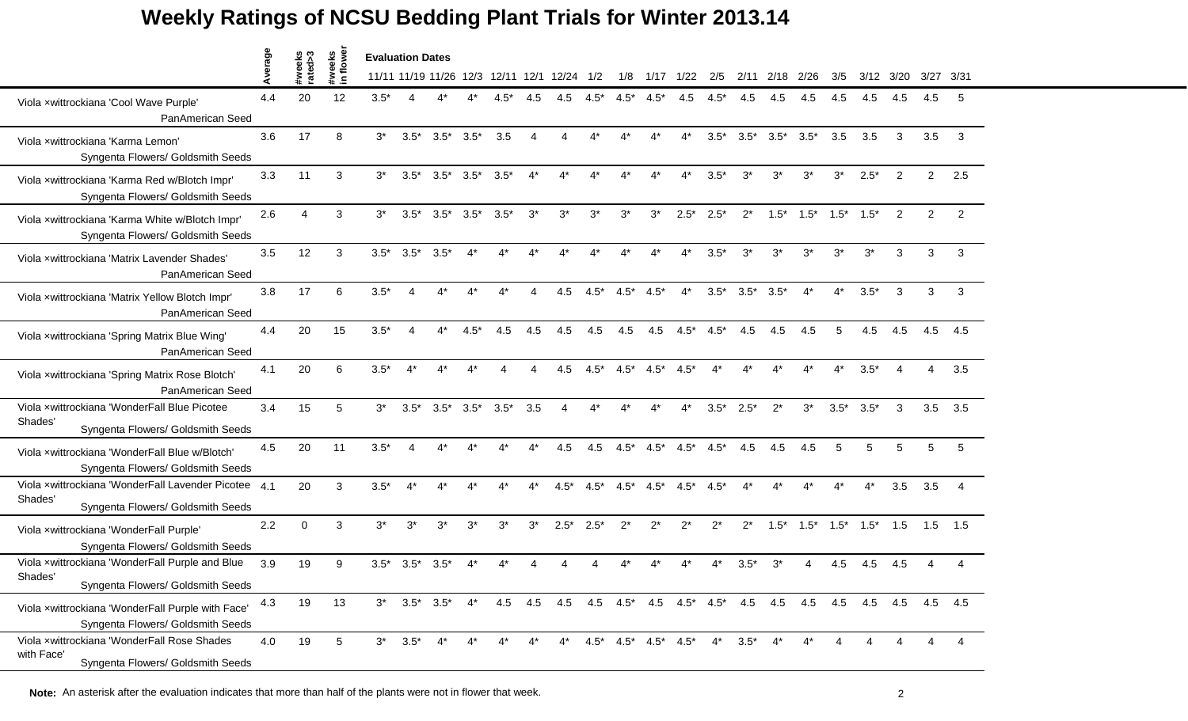# Weekly Ratings of NCSU Bedding Plant Trials for Winter 2013.14

| | Average | #weeks rated>3 | #weeks in flower | Evaluation Dates 11/11 | 11/19 | 11/26 | 12/3 | 12/11 | 12/1 | 12/24 | 1/2 | 1/8 | 1/17 | 1/22 | 2/5 | 2/11 | 2/18 | 2/26 | 3/5 | 3/12 | 3/20 | 3/27 | 3/31 |
|---|---|---|---|---|---|---|---|---|---|---|---|---|---|---|---|---|---|---|---|---|---|---|---|
| Viola ×wittrockiana 'Cool Wave Purple' PanAmerican Seed | 4.4 | 20 | 12 | 3.5* | 4 | 4* | 4* | 4.5* | 4.5 | 4.5 | 4.5* | 4.5* | 4.5* | 4.5 | 4.5* | 4.5 | 4.5 | 4.5 | 4.5 | 4.5 | 4.5 | 4.5 | 5 |
| Viola ×wittrockiana 'Karma Lemon' Syngenta Flowers/ Goldsmith Seeds | 3.6 | 17 | 8 | 3* | 3.5* | 3.5* | 3.5* | 3.5 | 4 | 4 | 4* | 4* | 4* | 4* | 3.5* | 3.5* | 3.5* | 3.5* | 3.5 | 3.5 | 3 | 3.5 | 3 |
| Viola ×wittrockiana 'Karma Red w/Blotch Impr' Syngenta Flowers/ Goldsmith Seeds | 3.3 | 11 | 3 | 3* | 3.5* | 3.5* | 3.5* | 3.5* | 4* | 4* | 4* | 4* | 4* | 4* | 3.5* | 3* | 3* | 3* | 3* | 2.5* | 2 | 2 | 2.5 |
| Viola ×wittrockiana 'Karma White w/Blotch Impr' Syngenta Flowers/ Goldsmith Seeds | 2.6 | 4 | 3 | 3* | 3.5* | 3.5* | 3.5* | 3.5* | 3* | 3* | 3* | 3* | 3* | 2.5* | 2.5* | 2* | 1.5* | 1.5* | 1.5* | 1.5* | 2 | 2 | 2 |
| Viola ×wittrockiana 'Matrix Lavender Shades' PanAmerican Seed | 3.5 | 12 | 3 | 3.5* | 3.5* | 3.5* | 4* | 4* | 4* | 4* | 4* | 4* | 4* | 4* | 3.5* | 3* | 3* | 3* | 3* | 3* | 3 | 3 | 3 |
| Viola ×wittrockiana 'Matrix Yellow Blotch Impr' PanAmerican Seed | 3.8 | 17 | 6 | 3.5* | 4 | 4* | 4* | 4* | 4 | 4.5 | 4.5* | 4.5* | 4.5* | 4* | 3.5* | 3.5* | 3.5* | 4* | 4* | 3.5* | 3 | 3 | 3 |
| Viola ×wittrockiana 'Spring Matrix Blue Wing' PanAmerican Seed | 4.4 | 20 | 15 | 3.5* | 4 | 4* | 4.5* | 4.5 | 4.5 | 4.5 | 4.5 | 4.5 | 4.5 | 4.5* | 4.5* | 4.5 | 4.5 | 4.5 | 5 | 4.5 | 4.5 | 4.5 | 4.5 |
| Viola ×wittrockiana 'Spring Matrix Rose Blotch' PanAmerican Seed | 4.1 | 20 | 6 | 3.5* | 4* | 4* | 4* | 4 | 4 | 4.5 | 4.5* | 4.5* | 4.5* | 4.5* | 4* | 4* | 4* | 4* | 4* | 3.5* | 4 | 4 | 3.5 |
| Viola ×wittrockiana 'WonderFall Blue Picotee Shades' Syngenta Flowers/ Goldsmith Seeds | 3.4 | 15 | 5 | 3* | 3.5* | 3.5* | 3.5* | 3.5* | 3.5 | 4 | 4* | 4* | 4* | 4* | 3.5* | 2.5* | 2* | 3* | 3.5* | 3.5* | 3 | 3.5 | 3.5 |
| Viola ×wittrockiana 'WonderFall Blue w/Blotch' Syngenta Flowers/ Goldsmith Seeds | 4.5 | 20 | 11 | 3.5* | 4 | 4* | 4* | 4* | 4* | 4.5 | 4.5 | 4.5* | 4.5* | 4.5* | 4.5* | 4.5 | 4.5 | 4.5 | 5 | 5 | 5 | 5 | 5 |
| Viola ×wittrockiana 'WonderFall Lavender Picotee Shades' Syngenta Flowers/ Goldsmith Seeds | 4.1 | 20 | 3 | 3.5* | 4* | 4* | 4* | 4* | 4* | 4.5* | 4.5* | 4.5* | 4.5* | 4.5* | 4.5* | 4* | 4* | 4* | 4* | 4* | 3.5 | 3.5 | 4 |
| Viola ×wittrockiana 'WonderFall Purple' Syngenta Flowers/ Goldsmith Seeds | 2.2 | 0 | 3 | 3* | 3* | 3* | 3* | 3* | 3* | 2.5* | 2.5* | 2* | 2* | 2* | 2* | 2* | 1.5* | 1.5* | 1.5* | 1.5* | 1.5 | 1.5 | 1.5 |
| Viola ×wittrockiana 'WonderFall Purple and Blue Shades' Syngenta Flowers/ Goldsmith Seeds | 3.9 | 19 | 9 | 3.5* | 3.5* | 3.5* | 4* | 4* | 4 | 4 | 4 | 4* | 4* | 4* | 4* | 3.5* | 3* | 4 | 4.5 | 4.5 | 4.5 | 4 | 4 |
| Viola ×wittrockiana 'WonderFall Purple with Face' Syngenta Flowers/ Goldsmith Seeds | 4.3 | 19 | 13 | 3* | 3.5* | 3.5* | 4* | 4.5 | 4.5 | 4.5 | 4.5 | 4.5* | 4.5 | 4.5* | 4.5* | 4.5 | 4.5 | 4.5 | 4.5 | 4.5 | 4.5 | 4.5 | 4.5 |
| Viola ×wittrockiana 'WonderFall Rose Shades with Face' Syngenta Flowers/ Goldsmith Seeds | 4.0 | 19 | 5 | 3* | 3.5* | 4* | 4* | 4* | 4* | 4* | 4.5* | 4.5* | 4.5* | 4.5* | 4* | 3.5* | 4* | 4* | 4 | 4 | 4 | 4 | 4 |

**Note:** An asterisk after the evaluation indicates that more than half of the plants were not in flower that week.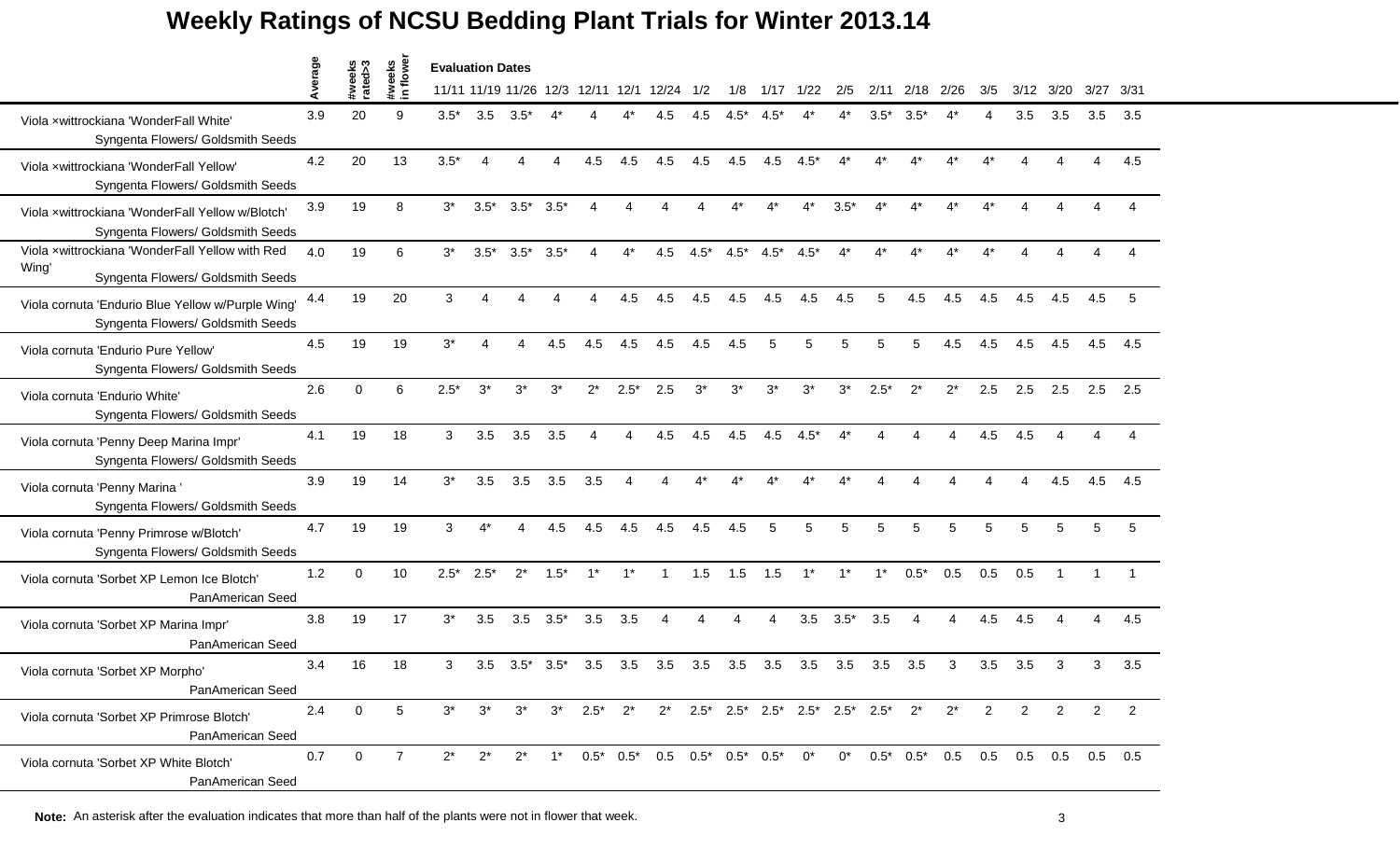# Weekly Ratings of NCSU Bedding Plant Trials for Winter 2013.14

| | Average | #weeks rated>3 | #weeks in flower | Evaluation Dates 11/11 | 11/19 | 11/26 | 12/3 | 12/11 | 12/1 | 12/24 | 1/2 | 1/8 | 1/17 | 1/22 | 2/5 | 2/11 | 2/18 | 2/26 | 3/5 | 3/12 | 3/20 | 3/27 | 3/31 |
|---|---|---|---|---|---|---|---|---|---|---|---|---|---|---|---|---|---|---|---|---|---|---|---|
| Viola ×wittrockiana 'WonderFall White' Syngenta Flowers/ Goldsmith Seeds | 3.9 | 20 | 9 | 3.5* | 3.5 | 3.5* | 4* | 4 | 4* | 4.5 | 4.5 | 4.5* | 4.5* | 4* | 4* | 3.5* | 3.5* | 4* | 4 | 3.5 | 3.5 | 3.5 | 3.5 |
| Viola ×wittrockiana 'WonderFall Yellow' Syngenta Flowers/ Goldsmith Seeds | 4.2 | 20 | 13 | 3.5* | 4 | 4 | 4 | 4.5 | 4.5 | 4.5 | 4.5 | 4.5 | 4.5 | 4.5* | 4* | 4* | 4* | 4* | 4* | 4 | 4 | 4 | 4.5 |
| Viola ×wittrockiana 'WonderFall Yellow w/Blotch' Syngenta Flowers/ Goldsmith Seeds | 3.9 | 19 | 8 | 3* | 3.5* | 3.5* | 3.5* | 4 | 4 | 4 | 4 | 4* | 4* | 4* | 3.5* | 4* | 4* | 4* | 4* | 4 | 4 | 4 | 4 |
| Viola ×wittrockiana 'WonderFall Yellow with Red Wing' Syngenta Flowers/ Goldsmith Seeds | 4.0 | 19 | 6 | 3* | 3.5* | 3.5* | 3.5* | 4 | 4* | 4.5 | 4.5* | 4.5* | 4.5* | 4.5* | 4* | 4* | 4* | 4* | 4* | 4 | 4 | 4 | 4 |
| Viola cornuta 'Endurio Blue Yellow w/Purple Wing' Syngenta Flowers/ Goldsmith Seeds | 4.4 | 19 | 20 | 3 | 4 | 4 | 4 | 4 | 4.5 | 4.5 | 4.5 | 4.5 | 4.5 | 4.5 | 4.5 | 5 | 4.5 | 4.5 | 4.5 | 4.5 | 4.5 | 4.5 | 5 |
| Viola cornuta 'Endurio Pure Yellow' Syngenta Flowers/ Goldsmith Seeds | 4.5 | 19 | 19 | 3* | 4 | 4 | 4.5 | 4.5 | 4.5 | 4.5 | 4.5 | 4.5 | 5 | 5 | 5 | 5 | 5 | 4.5 | 4.5 | 4.5 | 4.5 | 4.5 | 4.5 |
| Viola cornuta 'Endurio White' Syngenta Flowers/ Goldsmith Seeds | 2.6 | 0 | 6 | 2.5* | 3* | 3* | 3* | 2* | 2.5* | 2.5 | 3* | 3* | 3* | 3* | 3* | 2.5* | 2* | 2* | 2.5 | 2.5 | 2.5 | 2.5 | 2.5 |
| Viola cornuta 'Penny Deep Marina Impr' Syngenta Flowers/ Goldsmith Seeds | 4.1 | 19 | 18 | 3 | 3.5 | 3.5 | 3.5 | 4 | 4 | 4.5 | 4.5 | 4.5 | 4.5 | 4.5* | 4* | 4 | 4 | 4 | 4.5 | 4.5 | 4 | 4 | 4 |
| Viola cornuta 'Penny Marina ' Syngenta Flowers/ Goldsmith Seeds | 3.9 | 19 | 14 | 3* | 3.5 | 3.5 | 3.5 | 3.5 | 4 | 4 | 4* | 4* | 4* | 4* | 4* | 4 | 4 | 4 | 4 | 4 | 4.5 | 4.5 | 4.5 |
| Viola cornuta 'Penny Primrose w/Blotch' Syngenta Flowers/ Goldsmith Seeds | 4.7 | 19 | 19 | 3 | 4* | 4 | 4.5 | 4.5 | 4.5 | 4.5 | 4.5 | 4.5 | 5 | 5 | 5 | 5 | 5 | 5 | 5 | 5 | 5 | 5 | 5 |
| Viola cornuta 'Sorbet XP Lemon Ice Blotch' PanAmerican Seed | 1.2 | 0 | 10 | 2.5* | 2.5* | 2* | 1.5* | 1* | 1* | 1 | 1.5 | 1.5 | 1.5 | 1* | 1* | 1* | 0.5* | 0.5 | 0.5 | 0.5 | 1 | 1 | 1 |
| Viola cornuta 'Sorbet XP Marina Impr' PanAmerican Seed | 3.8 | 19 | 17 | 3* | 3.5 | 3.5 | 3.5* | 3.5 | 3.5 | 4 | 4 | 4 | 4 | 3.5 | 3.5* | 3.5 | 4 | 4 | 4.5 | 4.5 | 4 | 4 | 4.5 |
| Viola cornuta 'Sorbet XP Morpho' PanAmerican Seed | 3.4 | 16 | 18 | 3 | 3.5 | 3.5* | 3.5* | 3.5 | 3.5 | 3.5 | 3.5 | 3.5 | 3.5 | 3.5 | 3.5 | 3.5 | 3.5 | 3 | 3.5 | 3.5 | 3 | 3 | 3.5 |
| Viola cornuta 'Sorbet XP Primrose Blotch' PanAmerican Seed | 2.4 | 0 | 5 | 3* | 3* | 3* | 3* | 2.5* | 2* | 2* | 2.5* | 2.5* | 2.5* | 2.5* | 2.5* | 2.5* | 2* | 2* | 2 | 2 | 2 | 2 | 2 |
| Viola cornuta 'Sorbet XP White Blotch' PanAmerican Seed | 0.7 | 0 | 7 | 2* | 2* | 2* | 1* | 0.5* | 0.5* | 0.5 | 0.5* | 0.5* | 0.5* | 0* | 0* | 0.5* | 0.5* | 0.5 | 0.5 | 0.5 | 0.5 | 0.5 | 0.5 |

**Note:** An asterisk after the evaluation indicates that more than half of the plants were not in flower that week.